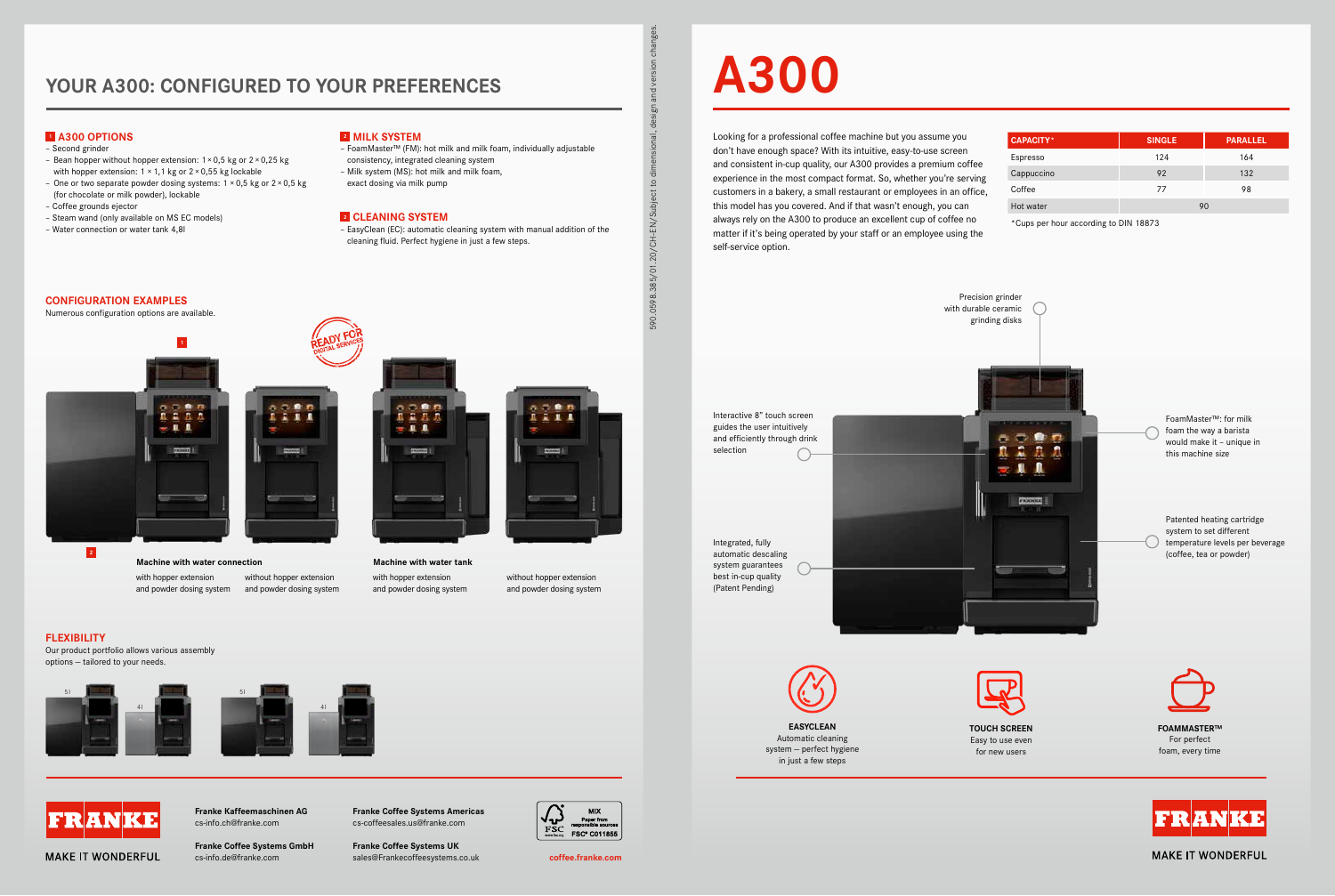# YOUR A300: CONFIGURED TO YOUR PREFERENCES

### 1 A300 OPTIONS

- Second grinder
- Bean hopper without hopper extension: 1 × 0,5 kg or 2 × 0,25 kg with hopper extension: 1 × 1,1 kg or 2 × 0,55 kg lockable
- One or two separate powder dosing systems: 1 × 0,5 kg or 2 × 0,5 kg (for chocolate or milk powder), lockable
- Coffee grounds ejector
- Steam wand (only available on MS EC models)
- Water connection or water tank 4,8l

### 2 MILK SYSTEM

- FoamMaster™ (FM): hot milk and milk foam, individually adjustable consistency, integrated cleaning system
- Milk system (MS): hot milk and milk foam, exact dosing via milk pump

### 2 CLEANING SYSTEM

- EasyClean (EC): automatic cleaning system with manual addition of the cleaning fluid. Perfect hygiene in just a few steps.

### CONFIGURATION EXAMPLES

Numerous configuration options are available.

READY FOR DIGITAL SERVICES

**Machine with water connection**

with hopper extension and powder dosing system

without hopper extension and powder dosing system

**Machine with water tank**

with hopper extension and powder dosing system

without hopper extension and powder dosing system

### FLEXIBILITY

Our product portfolio allows various assembly options – tailored to your needs.

5l 4l 5l 4l

590.0598.385/01.20/CH-EN/Subject to dimensional, design and version changes.

# A300

Looking for a professional coffee machine but you assume you don't have enough space? With its intuitive, easy-to-use screen and consistent in-cup quality, our A300 provides a premium coffee experience in the most compact format. So, whether you're serving customers in a bakery, a small restaurant or employees in an office, this model has you covered. And if that wasn't enough, you can always rely on the A300 to produce an excellent cup of coffee no matter if it's being operated by your staff or an employee using the self-service option.

| CAPACITY* | SINGLE | PARALLEL |
|---|---|---|
| Espresso | 124 | 164 |
| Cappuccino | 92 | 132 |
| Coffee | 77 | 98 |
| Hot water | 90 | |

*Cups per hour according to DIN 18873

Precision grinder with durable ceramic grinding disks

Interactive 8" touch screen guides the user intuitively and efficiently through drink selection

FoamMaster™: for milk foam the way a barista would make it – unique in this machine size

Patented heating cartridge system to set different temperature levels per beverage (coffee, tea or powder)

Integrated, fully automatic descaling system guarantees best in-cup quality (Patent Pending)

**EASYCLEAN**
Automatic cleaning system – perfect hygiene in just a few steps

**TOUCH SCREEN**
Easy to use even for new users

**FOAMMASTER™**
For perfect foam, every time

FRANKE MAKE IT WONDERFUL

**Franke Kaffeemaschinen AG**
cs-info.ch@franke.com

**Franke Coffee Systems GmbH**
cs-info.de@franke.com

**Franke Coffee Systems Americas**
cs-coffeesales.us@franke.com

**Franke Coffee Systems UK**
sales@Frankecoffeesystems.co.uk

FSC MIX Paper from responsible sources FSC® C011855

coffee.franke.com

FRANKE MAKE IT WONDERFUL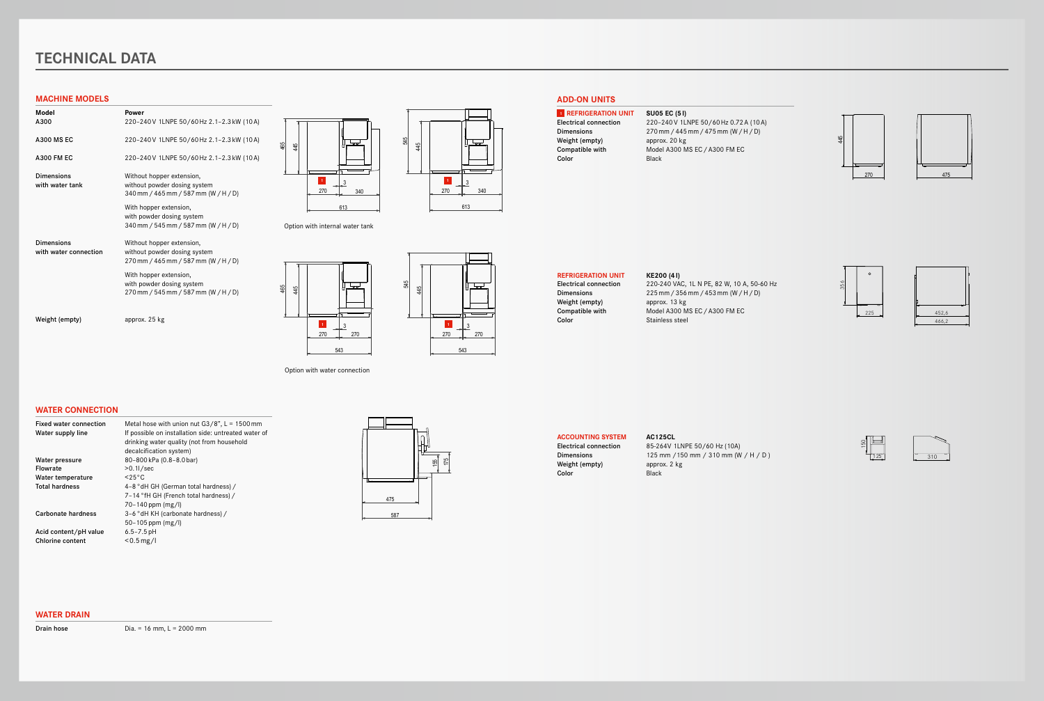# TECHNICAL DATA

## MACHINE MODELS

| Model | Power |
|---|---|
| A300 | 220–240 V 1LNPE 50/60 Hz 2.1–2.3 kW (10 A) |
| A300 MS EC | 220–240 V 1LNPE 50/60 Hz 2.1–2.3 kW (10 A) |
| A300 FM EC | 220–240 V 1LNPE 50/60 Hz 2.1–2.3 kW (10 A) |
| Dimensions with water tank | Without hopper extension, without powder dosing system 340 mm / 465 mm / 587 mm (W / H / D) |
| | With hopper extension, with powder dosing system 340 mm / 545 mm / 587 mm (W / H / D) |
| Dimensions with water connection | Without hopper extension, without powder dosing system 270 mm / 465 mm / 587 mm (W / H / D) |
| | With hopper extension, with powder dosing system 270 mm / 545 mm / 587 mm (W / H / D) |
| Weight (empty) | approx. 25 kg |

465
445
270
3
340
613
545
445
270
3
340
613

Option with internal water tank

465
445
270
3
270
543
545
445
270
3
270
543

Option with water connection

## WATER CONNECTION

| | |
|---|---|
| Fixed water connection | Metal hose with union nut G3/8", L = 1500 mm |
| Water supply line | If possible on installation side: untreated water of drinking water quality (not from household decalcification system) |
| Water pressure | 80–800 kPa (0.8–8.0 bar) |
| Flowrate | >0.1 l/sec |
| Water temperature | <25 °C |
| Total hardness | 4–8 °dH GH (German total hardness) / 7–14 °fH GH (French total hardness) / 70–140 ppm (mg/l) |
| Carbonate hardness | 3–6 °dH KH (carbonate hardness) / 50–105 ppm (mg/l) |
| Acid content/pH value | 6.5–7.5 pH |
| Chlorine content | <0.5 mg/l |

155
175
475
587

## WATER DRAIN

| | |
|---|---|
| Drain hose | Dia. = 16 mm, L = 2000 mm |

## ADD-ON UNITS

| 1 REFRIGERATION UNIT | SU05 EC (5 l) |
|---|---|
| Electrical connection | 220–240 V 1LNPE 50/60 Hz 0.72 A (10 A) |
| Dimensions | 270 mm / 445 mm / 475 mm (W / H / D) |
| Weight (empty) | approx. 20 kg |
| Compatible with | Model A300 MS EC / A300 FM EC |
| Color | Black |

445
270
475

| REFRIGERATION UNIT | KE200 (4 l) |
|---|---|
| Electrical connection | 220-240 VAC, 1L N PE, 82 W, 10 A, 50-60 Hz |
| Dimensions | 225 mm / 356 mm / 453 mm (W / H / D) |
| Weight (empty) | approx. 13 kg |
| Compatible with | Model A300 MS EC / A300 FM EC |
| Color | Stainless steel |

356
225
452,6
466,2

| ACCOUNTING SYSTEM | AC125CL |
|---|---|
| Electrical connection | 85-264V 1LNPE 50/60 Hz (10A) |
| Dimensions | 125 mm / 150 mm / 310 mm (W / H / D) |
| Weight (empty) | approx. 2 kg |
| Color | Black |

150
125
310